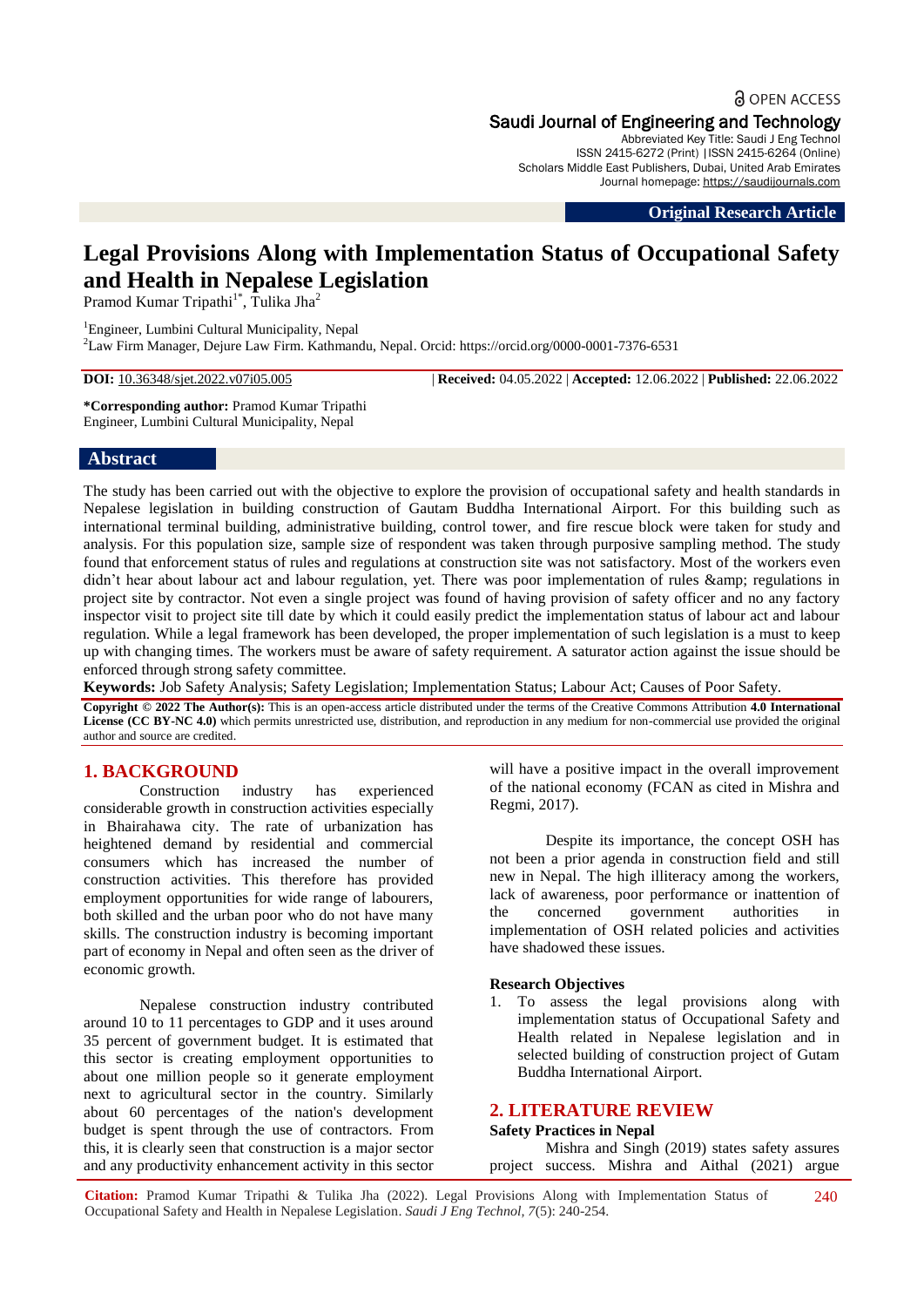Open Access

Saudi Journal of Engineering and Technology
Abbreviated Key Title: Saudi J Eng Technol
ISSN 2415-6272 (Print) |ISSN 2415-6264 (Online)
Scholars Middle East Publishers, Dubai, United Arab Emirates
Journal homepage: https://saudijournals.com

**Original Research Article**

# Legal Provisions Along with Implementation Status of Occupational Safety and Health in Nepalese Legislation

Pramod Kumar Tripathi[1*], Tulika Jha[2]

[1]Engineer, Lumbini Cultural Municipality, Nepal
[2]Law Firm Manager, Dejure Law Firm. Kathmandu, Nepal. Orcid: https://orcid.org/0000-0001-7376-6531

**DOI:** 10.36348/sjet.2022.v07i05.005 | **Received:** 04.05.2022 | **Accepted:** 12.06.2022 | **Published:** 22.06.2022

**\*Corresponding author:** Pramod Kumar Tripathi
Engineer, Lumbini Cultural Municipality, Nepal

## Abstract

The study has been carried out with the objective to explore the provision of occupational safety and health standards in Nepalese legislation in building construction of Gautam Buddha International Airport. For this building such as international terminal building, administrative building, control tower, and fire rescue block were taken for study and analysis. For this population size, sample size of respondent was taken through purposive sampling method. The study found that enforcement status of rules and regulations at construction site was not satisfactory. Most of the workers even didn't hear about labour act and labour regulation, yet. There was poor implementation of rules &amp; regulations in project site by contractor. Not even a single project was found of having provision of safety officer and no any factory inspector visit to project site till date by which it could easily predict the implementation status of labour act and labour regulation. While a legal framework has been developed, the proper implementation of such legislation is a must to keep up with changing times. The workers must be aware of safety requirement. A saturator action against the issue should be enforced through strong safety committee.

**Keywords:** Job Safety Analysis; Safety Legislation; Implementation Status; Labour Act; Causes of Poor Safety.

**Copyright © 2022 The Author(s):** This is an open-access article distributed under the terms of the Creative Commons Attribution **4.0 International License (CC BY-NC 4.0)** which permits unrestricted use, distribution, and reproduction in any medium for non-commercial use provided the original author and source are credited.

## 1. BACKGROUND

Construction industry has experienced considerable growth in construction activities especially in Bhairahawa city. The rate of urbanization has heightened demand by residential and commercial consumers which has increased the number of construction activities. This therefore has provided employment opportunities for wide range of labourers, both skilled and the urban poor who do not have many skills. The construction industry is becoming important part of economy in Nepal and often seen as the driver of economic growth.

Nepalese construction industry contributed around 10 to 11 percentages to GDP and it uses around 35 percent of government budget. It is estimated that this sector is creating employment opportunities to about one million people so it generate employment next to agricultural sector in the country. Similarly about 60 percentages of the nation's development budget is spent through the use of contractors. From this, it is clearly seen that construction is a major sector and any productivity enhancement activity in this sector will have a positive impact in the overall improvement of the national economy (FCAN as cited in Mishra and Regmi, 2017).

Despite its importance, the concept OSH has not been a prior agenda in construction field and still new in Nepal. The high illiteracy among the workers, lack of awareness, poor performance or inattention of the concerned government authorities in implementation of OSH related policies and activities have shadowed these issues.

### Research Objectives

1. To assess the legal provisions along with implementation status of Occupational Safety and Health related in Nepalese legislation and in selected building of construction project of Gutam Buddha International Airport.

## 2. LITERATURE REVIEW

### Safety Practices in Nepal

Mishra and Singh (2019) states safety assures project success. Mishra and Aithal (2021) argue

**Citation:** Pramod Kumar Tripathi & Tulika Jha (2022). Legal Provisions Along with Implementation Status of Occupational Safety and Health in Nepalese Legislation. *Saudi J Eng Technol, 7*(5): 240-254.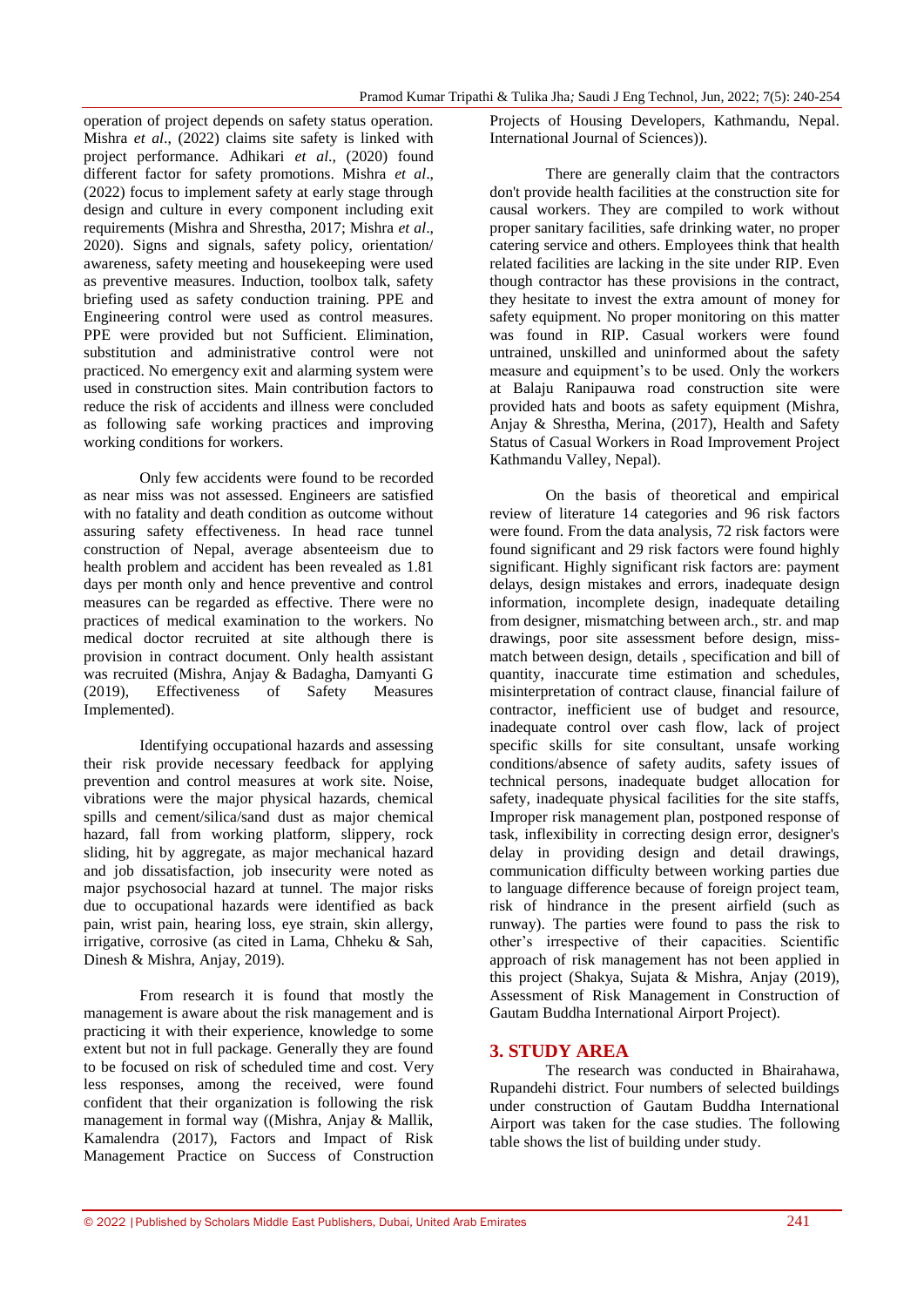operation of project depends on safety status operation. Mishra *et al*., (2022) claims site safety is linked with project performance. Adhikari *et al*., (2020) found different factor for safety promotions. Mishra *et al*., (2022) focus to implement safety at early stage through design and culture in every component including exit requirements (Mishra and Shrestha, 2017; Mishra *et al*., 2020). Signs and signals, safety policy, orientation/ awareness, safety meeting and housekeeping were used as preventive measures. Induction, toolbox talk, safety briefing used as safety conduction training. PPE and Engineering control were used as control measures. PPE were provided but not Sufficient. Elimination, substitution and administrative control were not practiced. No emergency exit and alarming system were used in construction sites. Main contribution factors to reduce the risk of accidents and illness were concluded as following safe working practices and improving working conditions for workers.

Only few accidents were found to be recorded as near miss was not assessed. Engineers are satisfied with no fatality and death condition as outcome without assuring safety effectiveness. In head race tunnel construction of Nepal, average absenteeism due to health problem and accident has been revealed as 1.81 days per month only and hence preventive and control measures can be regarded as effective. There were no practices of medical examination to the workers. No medical doctor recruited at site although there is provision in contract document. Only health assistant was recruited (Mishra, Anjay & Badagha, Damyanti G (2019), Effectiveness of Safety Measures Implemented).

Identifying occupational hazards and assessing their risk provide necessary feedback for applying prevention and control measures at work site. Noise, vibrations were the major physical hazards, chemical spills and cement/silica/sand dust as major chemical hazard, fall from working platform, slippery, rock sliding, hit by aggregate, as major mechanical hazard and job dissatisfaction, job insecurity were noted as major psychosocial hazard at tunnel. The major risks due to occupational hazards were identified as back pain, wrist pain, hearing loss, eye strain, skin allergy, irrigative, corrosive (as cited in Lama, Chheku & Sah, Dinesh & Mishra, Anjay, 2019).

From research it is found that mostly the management is aware about the risk management and is practicing it with their experience, knowledge to some extent but not in full package. Generally they are found to be focused on risk of scheduled time and cost. Very less responses, among the received, were found confident that their organization is following the risk management in formal way ((Mishra, Anjay & Mallik, Kamalendra (2017), Factors and Impact of Risk Management Practice on Success of Construction Projects of Housing Developers, Kathmandu, Nepal. International Journal of Sciences)).

There are generally claim that the contractors don't provide health facilities at the construction site for causal workers. They are compiled to work without proper sanitary facilities, safe drinking water, no proper catering service and others. Employees think that health related facilities are lacking in the site under RIP. Even though contractor has these provisions in the contract, they hesitate to invest the extra amount of money for safety equipment. No proper monitoring on this matter was found in RIP. Casual workers were found untrained, unskilled and uninformed about the safety measure and equipment's to be used. Only the workers at Balaju Ranipauwa road construction site were provided hats and boots as safety equipment (Mishra, Anjay & Shrestha, Merina, (2017), Health and Safety Status of Casual Workers in Road Improvement Project Kathmandu Valley, Nepal).

On the basis of theoretical and empirical review of literature 14 categories and 96 risk factors were found. From the data analysis, 72 risk factors were found significant and 29 risk factors were found highly significant. Highly significant risk factors are: payment delays, design mistakes and errors, inadequate design information, incomplete design, inadequate detailing from designer, mismatching between arch., str. and map drawings, poor site assessment before design, miss-match between design, details , specification and bill of quantity, inaccurate time estimation and schedules, misinterpretation of contract clause, financial failure of contractor, inefficient use of budget and resource, inadequate control over cash flow, lack of project specific skills for site consultant, unsafe working conditions/absence of safety audits, safety issues of technical persons, inadequate budget allocation for safety, inadequate physical facilities for the site staffs, Improper risk management plan, postponed response of task, inflexibility in correcting design error, designer's delay in providing design and detail drawings, communication difficulty between working parties due to language difference because of foreign project team, risk of hindrance in the present airfield (such as runway). The parties were found to pass the risk to other's irrespective of their capacities. Scientific approach of risk management has not been applied in this project (Shakya, Sujata & Mishra, Anjay (2019), Assessment of Risk Management in Construction of Gautam Buddha International Airport Project).

## 3. STUDY AREA

The research was conducted in Bhairahawa, Rupandehi district. Four numbers of selected buildings under construction of Gautam Buddha International Airport was taken for the case studies. The following table shows the list of building under study.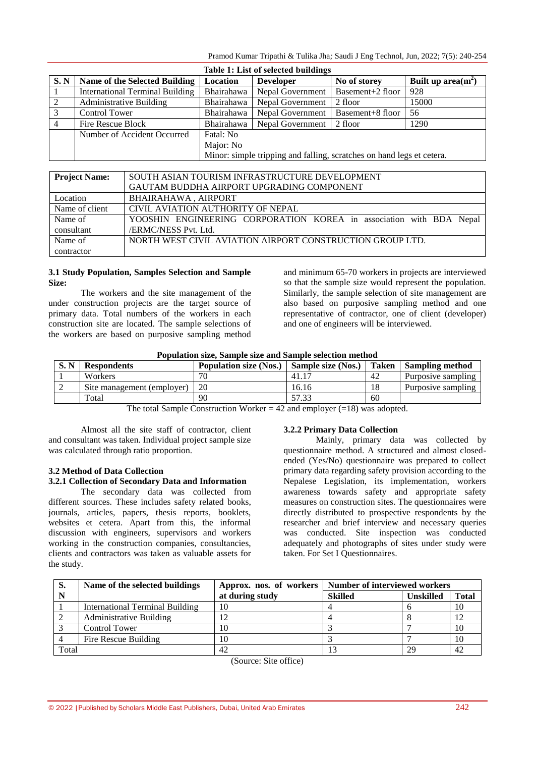**Table 1: List of selected buildings**

| S. N | Name of the Selected Building | Location | Developer | No of storey | Built up area($m^2$) |
|---|---|---|---|---|---|
| 1 | International Terminal Building | Bhairahawa | Nepal Government | Basement+2 floor | 928 |
| 2 | Administrative Building | Bhairahawa | Nepal Government | 2 floor | 15000 |
| 3 | Control Tower | Bhairahawa | Nepal Government | Basement+8 floor | 56 |
| 4 | Fire Rescue Block | Bhairahawa | Nepal Government | 2 floor | 1290 |
| | Number of Accident Occurred | Fatal: No<br>Major: No<br>Minor: simple tripping and falling, scratches on hand legs et cetera. | | | |

| Project Name: | SOUTH ASIAN TOURISM INFRASTRUCTURE DEVELOPMENT GAUTAM BUDDHA AIRPORT UPGRADING COMPONENT |
|---|---|
| Location | BHAIRAHAWA , AIRPORT |
| Name of client | CIVIL AVIATION AUTHORITY OF NEPAL |
| Name of consultant | YOOSHIN ENGINEERING CORPORATION KOREA in association with BDA Nepal /ERMC/NESS Pvt. Ltd. |
| Name of contractor | NORTH WEST CIVIL AVIATION AIRPORT CONSTRUCTION GROUP LTD. |

### 3.1 Study Population, Samples Selection and Sample Size:

The workers and the site management of the under construction projects are the target source of primary data. Total numbers of the workers in each construction site are located. The sample selections of the workers are based on purposive sampling method and minimum 65-70 workers in projects are interviewed so that the sample size would represent the population. Similarly, the sample selection of site management are also based on purposive sampling method and one representative of contractor, one of client (developer) and one of engineers will be interviewed.

**Population size, Sample size and Sample selection method**

| S. N | Respondents | Population size (Nos.) | Sample size (Nos.) | Taken | Sampling method |
|---|---|---|---|---|---|
| 1 | Workers | 70 | 41.17 | 42 | Purposive sampling |
| 2 | Site management (employer) | 20 | 16.16 | 18 | Purposive sampling |
| | Total | 90 | 57.33 | 60 | |

The total Sample Construction Worker = 42 and employer (=18) was adopted.

Almost all the site staff of contractor, client and consultant was taken. Individual project sample size was calculated through ratio proportion.

### 3.2 Method of Data Collection

#### 3.2.1 Collection of Secondary Data and Information

The secondary data was collected from different sources. These includes safety related books, journals, articles, papers, thesis reports, booklets, websites et cetera. Apart from this, the informal discussion with engineers, supervisors and workers working in the construction companies, consultancies, clients and contractors was taken as valuable assets for the study.

#### 3.2.2 Primary Data Collection

Mainly, primary data was collected by questionnaire method. A structured and almost closed-ended (Yes/No) questionnaire was prepared to collect primary data regarding safety provision according to the Nepalese Legislation, its implementation, workers awareness towards safety and appropriate safety measures on construction sites. The questionnaires were directly distributed to prospective respondents by the researcher and brief interview and necessary queries was conducted. Site inspection was conducted adequately and photographs of sites under study were taken. For Set I Questionnaires.

| S. N | Name of the selected buildings | Approx. nos. of workers at during study | Number of interviewed workers | | |
|---|---|---|---|---|---|
| | | | Skilled | Unskilled | Total |
| 1 | International Terminal Building | 10 | 4 | 6 | 10 |
| 2 | Administrative Building | 12 | 4 | 8 | 12 |
| 3 | Control Tower | 10 | 3 | 7 | 10 |
| 4 | Fire Rescue Building | 10 | 3 | 7 | 10 |
| Total | | 42 | 13 | 29 | 42 |

(Source: Site office)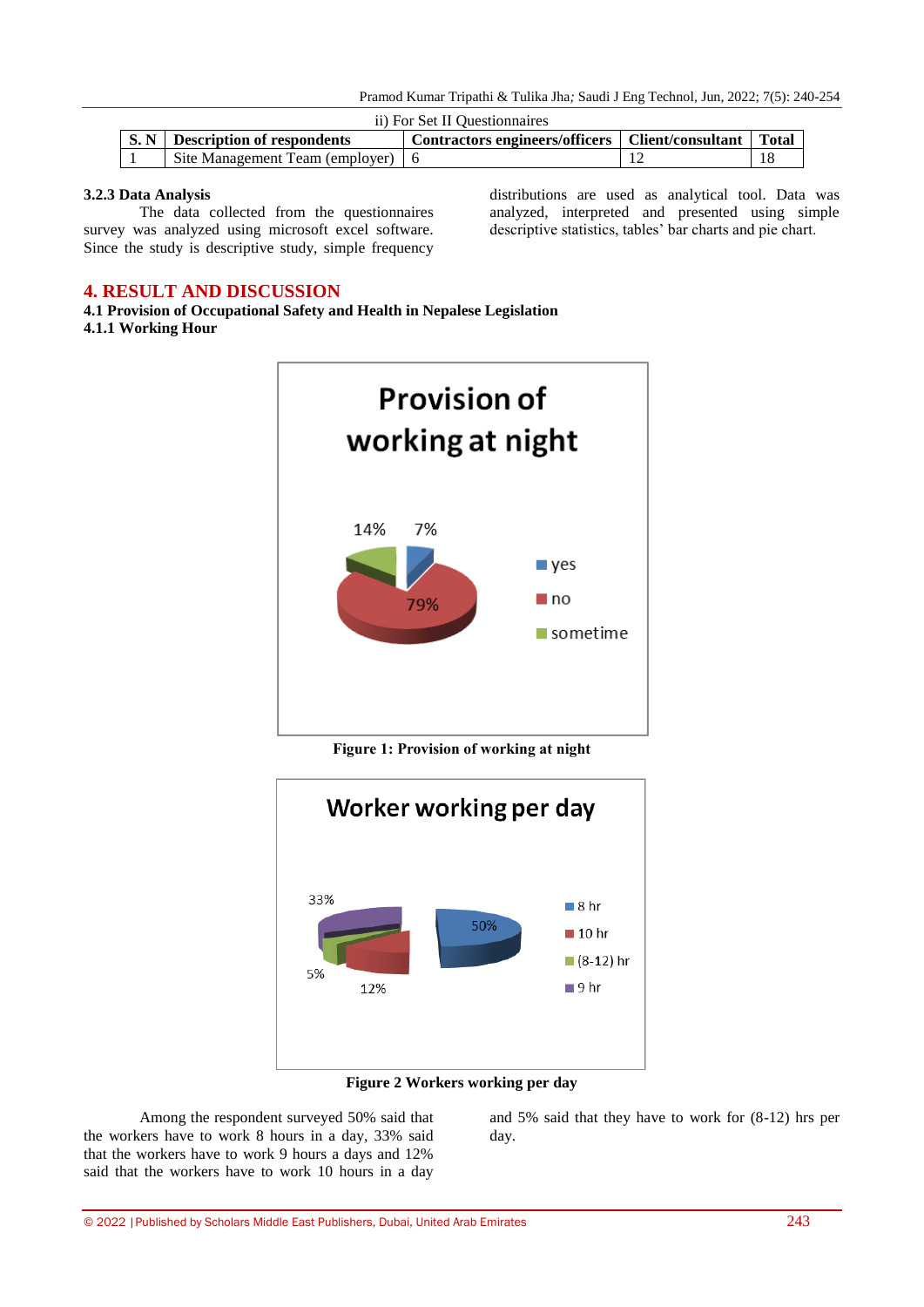ii) For Set II Questionnaires

| S. N | Description of respondents | Contractors engineers/officers | Client/consultant | Total |
|---|---|---|---|---|
| 1 | Site Management Team (employer) | 6 | 12 | 18 |

### 3.2.3 Data Analysis

The data collected from the questionnaires survey was analyzed using microsoft excel software. Since the study is descriptive study, simple frequency distributions are used as analytical tool. Data was analyzed, interpreted and presented using simple descriptive statistics, tables' bar charts and pie chart.

## 4. RESULT AND DISCUSSION

### 4.1 Provision of Occupational Safety and Health in Nepalese Legislation

#### 4.1.1 Working Hour

**Figure 1: Provision of working at night**

**Figure 2 Workers working per day**

Among the respondent surveyed 50% said that the workers have to work 8 hours in a day, 33% said that the workers have to work 9 hours a days and 12% said that the workers have to work 10 hours in a day and 5% said that they have to work for (8-12) hrs per day.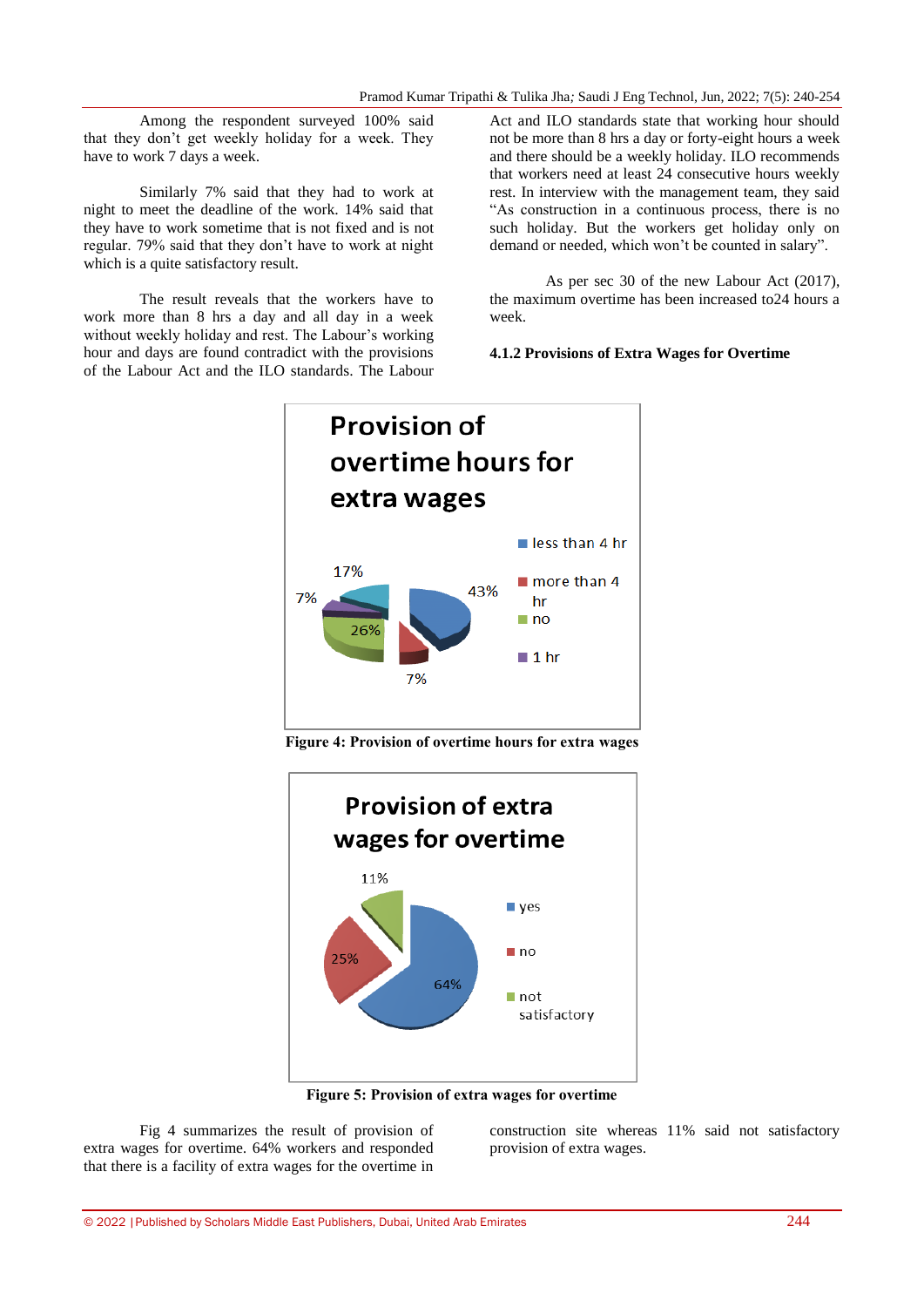Among the respondent surveyed 100% said that they don't get weekly holiday for a week. They have to work 7 days a week.

Similarly 7% said that they had to work at night to meet the deadline of the work. 14% said that they have to work sometime that is not fixed and is not regular. 79% said that they don't have to work at night which is a quite satisfactory result.

The result reveals that the workers have to work more than 8 hrs a day and all day in a week without weekly holiday and rest. The Labour's working hour and days are found contradict with the provisions of the Labour Act and the ILO standards. The Labour Act and ILO standards state that working hour should not be more than 8 hrs a day or forty-eight hours a week and there should be a weekly holiday. ILO recommends that workers need at least 24 consecutive hours weekly rest. In interview with the management team, they said "As construction in a continuous process, there is no such holiday. But the workers get holiday only on demand or needed, which won't be counted in salary".

As per sec 30 of the new Labour Act (2017), the maximum overtime has been increased to24 hours a week.

#### 4.1.2 Provisions of Extra Wages for Overtime

**Figure 4: Provision of overtime hours for extra wages**

**Figure 5: Provision of extra wages for overtime**

Fig 4 summarizes the result of provision of extra wages for overtime. 64% workers and responded that there is a facility of extra wages for the overtime in construction site whereas 11% said not satisfactory provision of extra wages.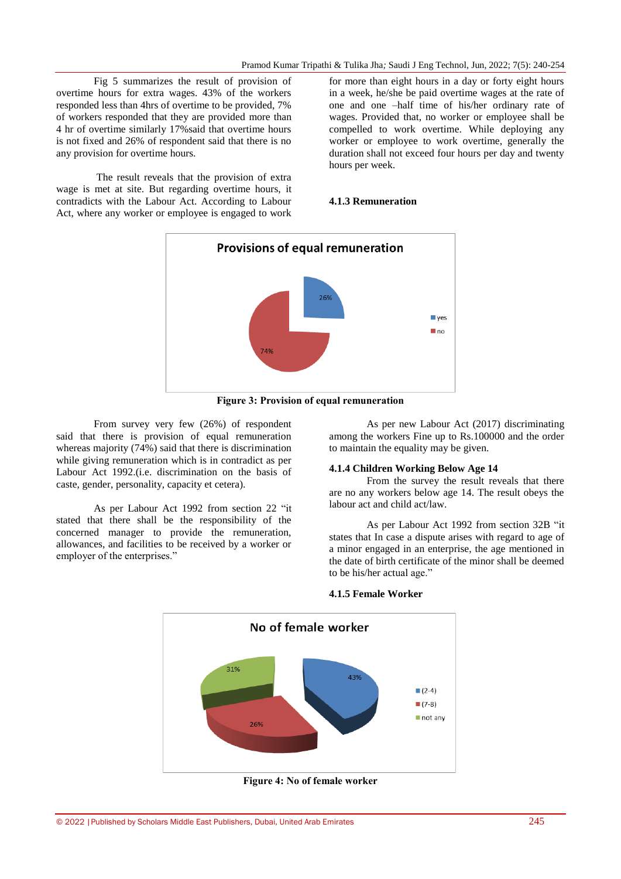Fig 5 summarizes the result of provision of overtime hours for extra wages. 43% of the workers responded less than 4hrs of overtime to be provided, 7% of workers responded that they are provided more than 4 hr of overtime similarly 17%said that overtime hours is not fixed and 26% of respondent said that there is no any provision for overtime hours.

The result reveals that the provision of extra wage is met at site. But regarding overtime hours, it contradicts with the Labour Act. According to Labour Act, where any worker or employee is engaged to work for more than eight hours in a day or forty eight hours in a week, he/she be paid overtime wages at the rate of one and one –half time of his/her ordinary rate of wages. Provided that, no worker or employee shall be compelled to work overtime. While deploying any worker or employee to work overtime, generally the duration shall not exceed four hours per day and twenty hours per week.

### 4.1.3 Remuneration

**Figure 3: Provision of equal remuneration**

From survey very few (26%) of respondent said that there is provision of equal remuneration whereas majority (74%) said that there is discrimination while giving remuneration which is in contradict as per Labour Act 1992.(i.e. discrimination on the basis of caste, gender, personality, capacity et cetera).

As per Labour Act 1992 from section 22 "it stated that there shall be the responsibility of the concerned manager to provide the remuneration, allowances, and facilities to be received by a worker or employer of the enterprises."

As per new Labour Act (2017) discriminating among the workers Fine up to Rs.100000 and the order to maintain the equality may be given.

### 4.1.4 Children Working Below Age 14

From the survey the result reveals that there are no any workers below age 14. The result obeys the labour act and child act/law.

As per Labour Act 1992 from section 32B "it states that In case a dispute arises with regard to age of a minor engaged in an enterprise, the age mentioned in the date of birth certificate of the minor shall be deemed to be his/her actual age."

### 4.1.5 Female Worker

**Figure 4: No of female worker**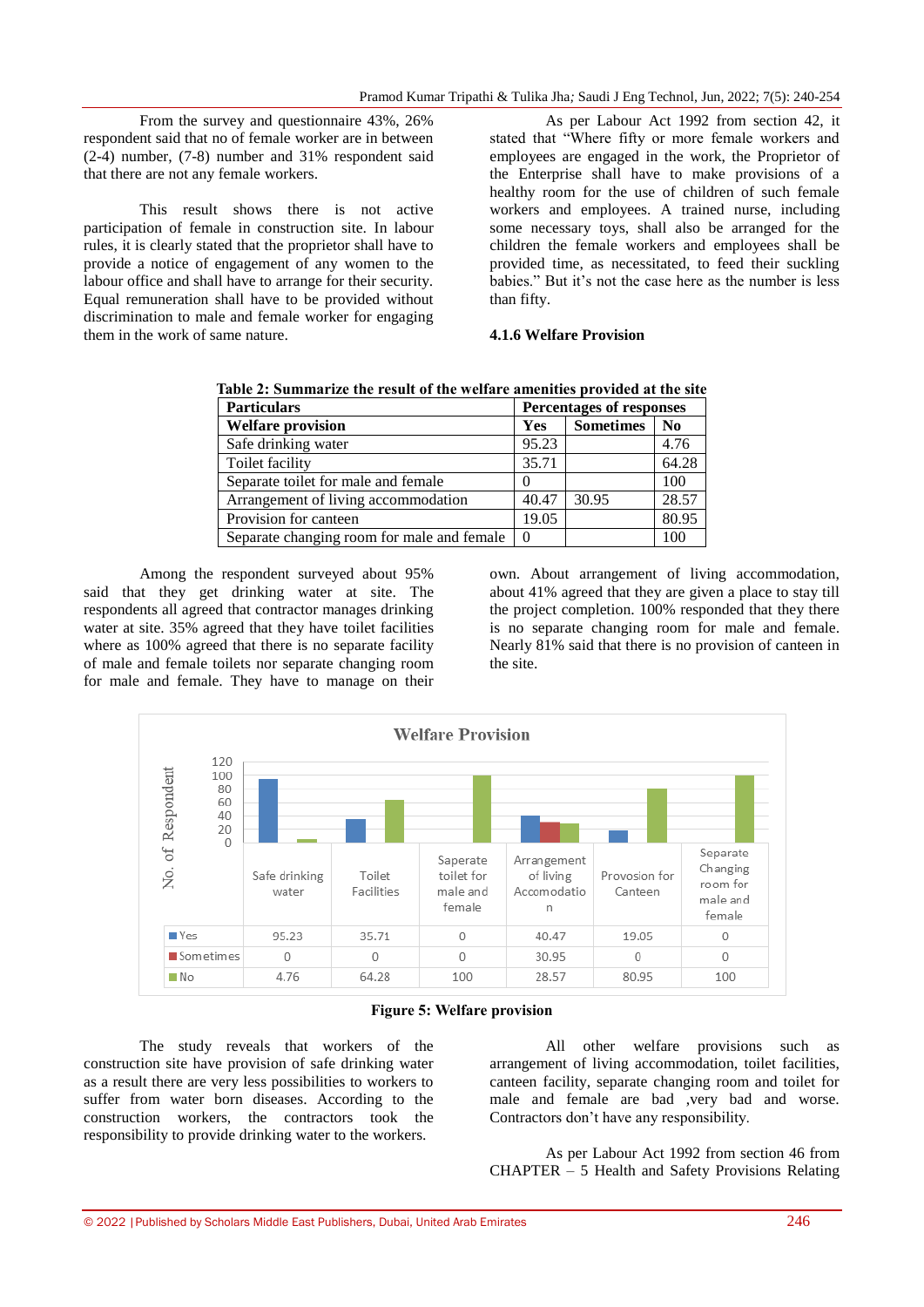From the survey and questionnaire 43%, 26% respondent said that no of female worker are in between (2-4) number, (7-8) number and 31% respondent said that there are not any female workers.

This result shows there is not active participation of female in construction site. In labour rules, it is clearly stated that the proprietor shall have to provide a notice of engagement of any women to the labour office and shall have to arrange for their security. Equal remuneration shall have to be provided without discrimination to male and female worker for engaging them in the work of same nature.

As per Labour Act 1992 from section 42, it stated that "Where fifty or more female workers and employees are engaged in the work, the Proprietor of the Enterprise shall have to make provisions of a healthy room for the use of children of such female workers and employees. A trained nurse, including some necessary toys, shall also be arranged for the children the female workers and employees shall be provided time, as necessitated, to feed their suckling babies." But it's not the case here as the number is less than fifty.

### 4.1.6 Welfare Provision

**Table 2: Summarize the result of the welfare amenities provided at the site**

| Particulars | Percentages of responses | | |
|---|---|---|---|
| **Welfare provision** | **Yes** | **Sometimes** | **No** |
| Safe drinking water | 95.23 | | 4.76 |
| Toilet facility | 35.71 | | 64.28 |
| Separate toilet for male and female | 0 | | 100 |
| Arrangement of living accommodation | 40.47 | 30.95 | 28.57 |
| Provision for canteen | 19.05 | | 80.95 |
| Separate changing room for male and female | 0 | | 100 |

Among the respondent surveyed about 95% said that they get drinking water at site. The respondents all agreed that contractor manages drinking water at site. 35% agreed that they have toilet facilities where as 100% agreed that there is no separate facility of male and female toilets nor separate changing room for male and female. They have to manage on their own. About arrangement of living accommodation, about 41% agreed that they are given a place to stay till the project completion. 100% responded that they there is no separate changing room for male and female. Nearly 81% said that there is no provision of canteen in the site.

**Figure 5: Welfare provision**

The study reveals that workers of the construction site have provision of safe drinking water as a result there are very less possibilities to workers to suffer from water born diseases. According to the construction workers, the contractors took the responsibility to provide drinking water to the workers.

All other welfare provisions such as arrangement of living accommodation, toilet facilities, canteen facility, separate changing room and toilet for male and female are bad ,very bad and worse. Contractors don't have any responsibility.

As per Labour Act 1992 from section 46 from CHAPTER – 5 Health and Safety Provisions Relating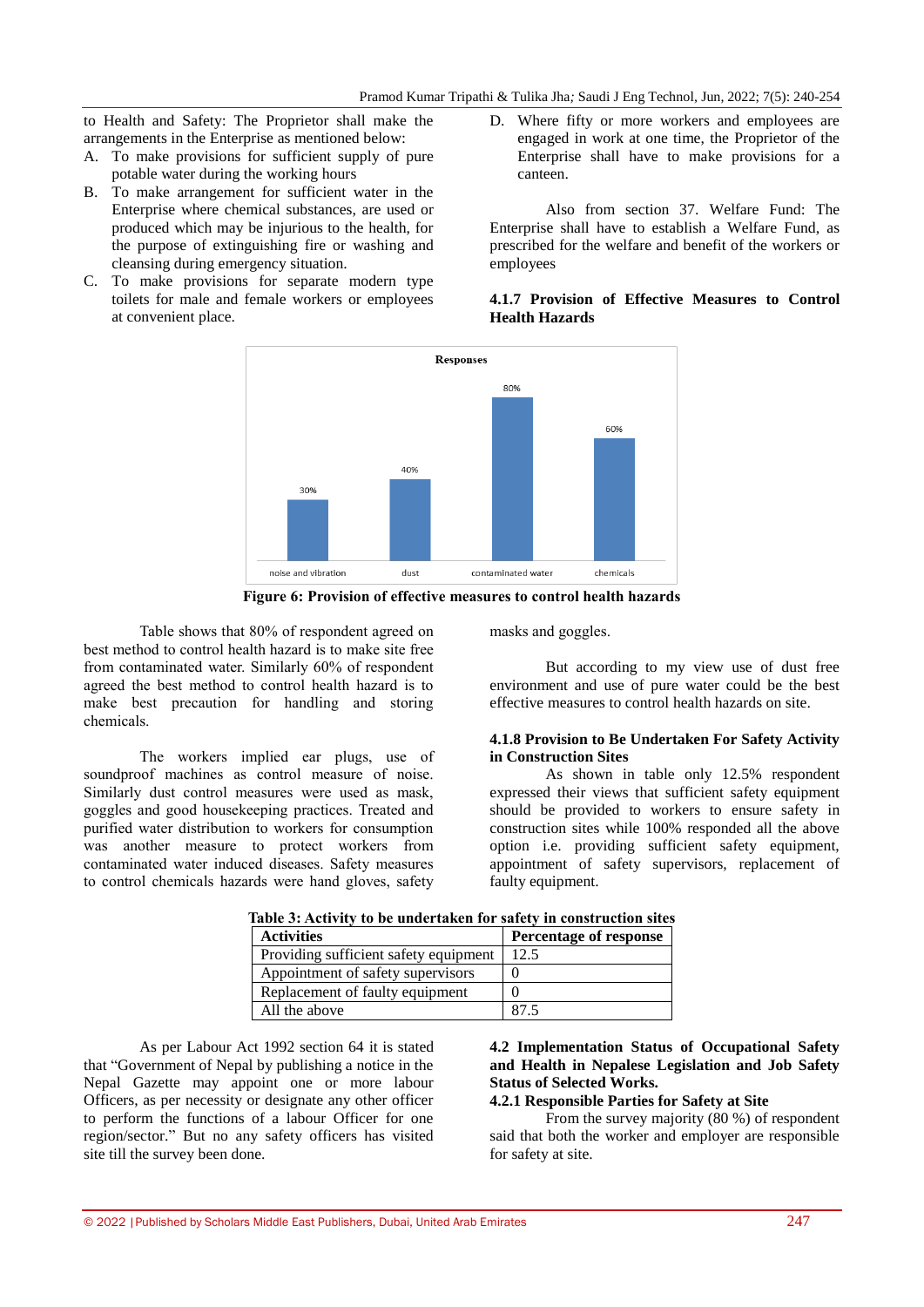to Health and Safety: The Proprietor shall make the arrangements in the Enterprise as mentioned below:

A. To make provisions for sufficient supply of pure potable water during the working hours
B. To make arrangement for sufficient water in the Enterprise where chemical substances, are used or produced which may be injurious to the health, for the purpose of extinguishing fire or washing and cleansing during emergency situation.
C. To make provisions for separate modern type toilets for male and female workers or employees at convenient place.
D. Where fifty or more workers and employees are engaged in work at one time, the Proprietor of the Enterprise shall have to make provisions for a canteen.

Also from section 37. Welfare Fund: The Enterprise shall have to establish a Welfare Fund, as prescribed for the welfare and benefit of the workers or employees

#### 4.1.7 Provision of Effective Measures to Control Health Hazards

Responses

| | Responses |
|---|---|
| noise and vibration | 30% |
| dust | 40% |
| contaminated water | 80% |
| chemicals | 60% |

**Figure 6: Provision of effective measures to control health hazards**

Table shows that 80% of respondent agreed on best method to control health hazard is to make site free from contaminated water. Similarly 60% of respondent agreed the best method to control health hazard is to make best precaution for handling and storing chemicals.

The workers implied ear plugs, use of soundproof machines as control measure of noise. Similarly dust control measures were used as mask, goggles and good housekeeping practices. Treated and purified water distribution to workers for consumption was another measure to protect workers from contaminated water induced diseases. Safety measures to control chemicals hazards were hand gloves, safety masks and goggles.

But according to my view use of dust free environment and use of pure water could be the best effective measures to control health hazards on site.

#### 4.1.8 Provision to Be Undertaken For Safety Activity in Construction Sites

As shown in table only 12.5% respondent expressed their views that sufficient safety equipment should be provided to workers to ensure safety in construction sites while 100% responded all the above option i.e. providing sufficient safety equipment, appointment of safety supervisors, replacement of faulty equipment.

**Table 3: Activity to be undertaken for safety in construction sites**

| Activities | Percentage of response |
|---|---|
| Providing sufficient safety equipment | 12.5 |
| Appointment of safety supervisors | 0 |
| Replacement of faulty equipment | 0 |
| All the above | 87.5 |

As per Labour Act 1992 section 64 it is stated that "Government of Nepal by publishing a notice in the Nepal Gazette may appoint one or more labour Officers, as per necessity or designate any other officer to perform the functions of a labour Officer for one region/sector." But no any safety officers has visited site till the survey been done.

### 4.2 Implementation Status of Occupational Safety and Health in Nepalese Legislation and Job Safety Status of Selected Works.

#### 4.2.1 Responsible Parties for Safety at Site

From the survey majority (80 %) of respondent said that both the worker and employer are responsible for safety at site.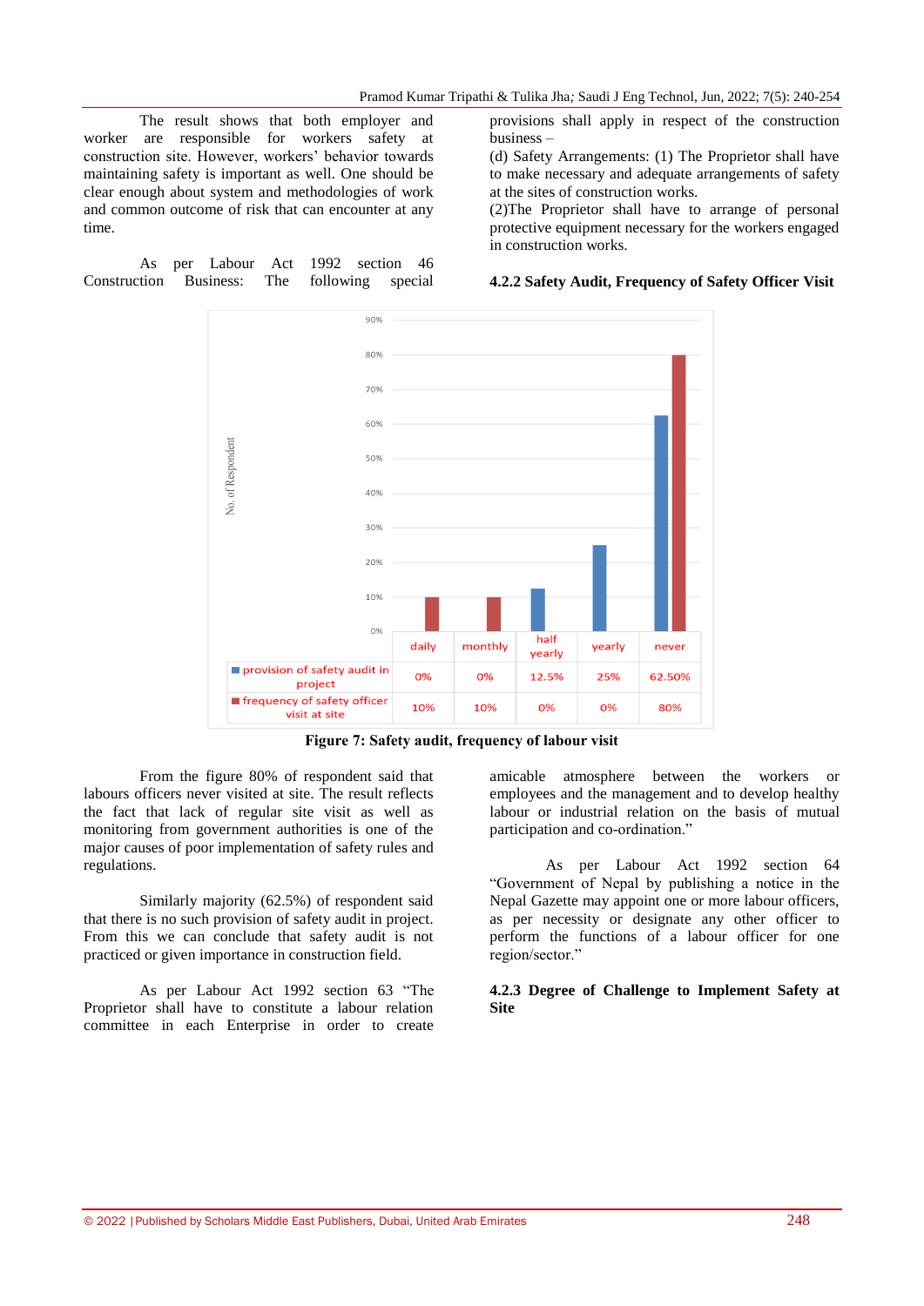The result shows that both employer and worker are responsible for workers safety at construction site. However, workers' behavior towards maintaining safety is important as well. One should be clear enough about system and methodologies of work and common outcome of risk that can encounter at any time.

As per Labour Act 1992 section 46 Construction Business: The following special provisions shall apply in respect of the construction business –

(d) Safety Arrangements: (1) The Proprietor shall have to make necessary and adequate arrangements of safety at the sites of construction works.

(2)The Proprietor shall have to arrange of personal protective equipment necessary for the workers engaged in construction works.

#### 4.2.2 Safety Audit, Frequency of Safety Officer Visit

| | daily | monthly | half yearly | yearly | never |
|---|---|---|---|---|---|
| provision of safety audit in project | 0% | 0% | 12.5% | 25% | 62.50% |
| frequency of safety officer visit at site | 10% | 10% | 0% | 0% | 80% |

**Figure 7: Safety audit, frequency of labour visit**

From the figure 80% of respondent said that labours officers never visited at site. The result reflects the fact that lack of regular site visit as well as monitoring from government authorities is one of the major causes of poor implementation of safety rules and regulations.

Similarly majority (62.5%) of respondent said that there is no such provision of safety audit in project. From this we can conclude that safety audit is not practiced or given importance in construction field.

As per Labour Act 1992 section 63 "The Proprietor shall have to constitute a labour relation committee in each Enterprise in order to create amicable atmosphere between the workers or employees and the management and to develop healthy labour or industrial relation on the basis of mutual participation and co-ordination."

As per Labour Act 1992 section 64 "Government of Nepal by publishing a notice in the Nepal Gazette may appoint one or more labour officers, as per necessity or designate any other officer to perform the functions of a labour officer for one region/sector."

#### 4.2.3 Degree of Challenge to Implement Safety at Site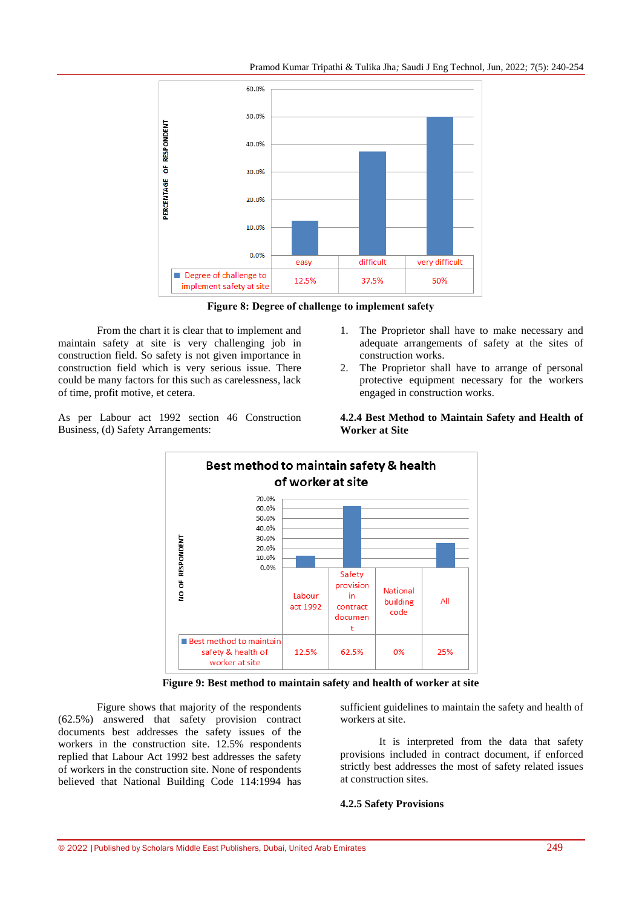| | easy | difficult | very difficult |
|---|---|---|---|
| Degree of challenge to implement safety at site | 12.5% | 37.5% | 50% |

**Figure 8: Degree of challenge to implement safety**

From the chart it is clear that to implement and maintain safety at site is very challenging job in construction field. So safety is not given importance in construction field which is very serious issue. There could be many factors for this such as carelessness, lack of time, profit motive, et cetera.

As per Labour act 1992 section 46 Construction Business, (d) Safety Arrangements:

1. The Proprietor shall have to make necessary and adequate arrangements of safety at the sites of construction works.
2. The Proprietor shall have to arrange of personal protective equipment necessary for the workers engaged in construction works.

#### 4.2.4 Best Method to Maintain Safety and Health of Worker at Site

Best method to maintain safety & health of worker at site

| | Labour act 1992 | Safety provision in contract document | National building code | All |
|---|---|---|---|---|
| Best method to maintain safety & health of worker at site | 12.5% | 62.5% | 0% | 25% |

**Figure 9: Best method to maintain safety and health of worker at site**

Figure shows that majority of the respondents (62.5%) answered that safety provision contract documents best addresses the safety issues of the workers in the construction site. 12.5% respondents replied that Labour Act 1992 best addresses the safety of workers in the construction site. None of respondents believed that National Building Code 114:1994 has sufficient guidelines to maintain the safety and health of workers at site.

It is interpreted from the data that safety provisions included in contract document, if enforced strictly best addresses the most of safety related issues at construction sites.

#### 4.2.5 Safety Provisions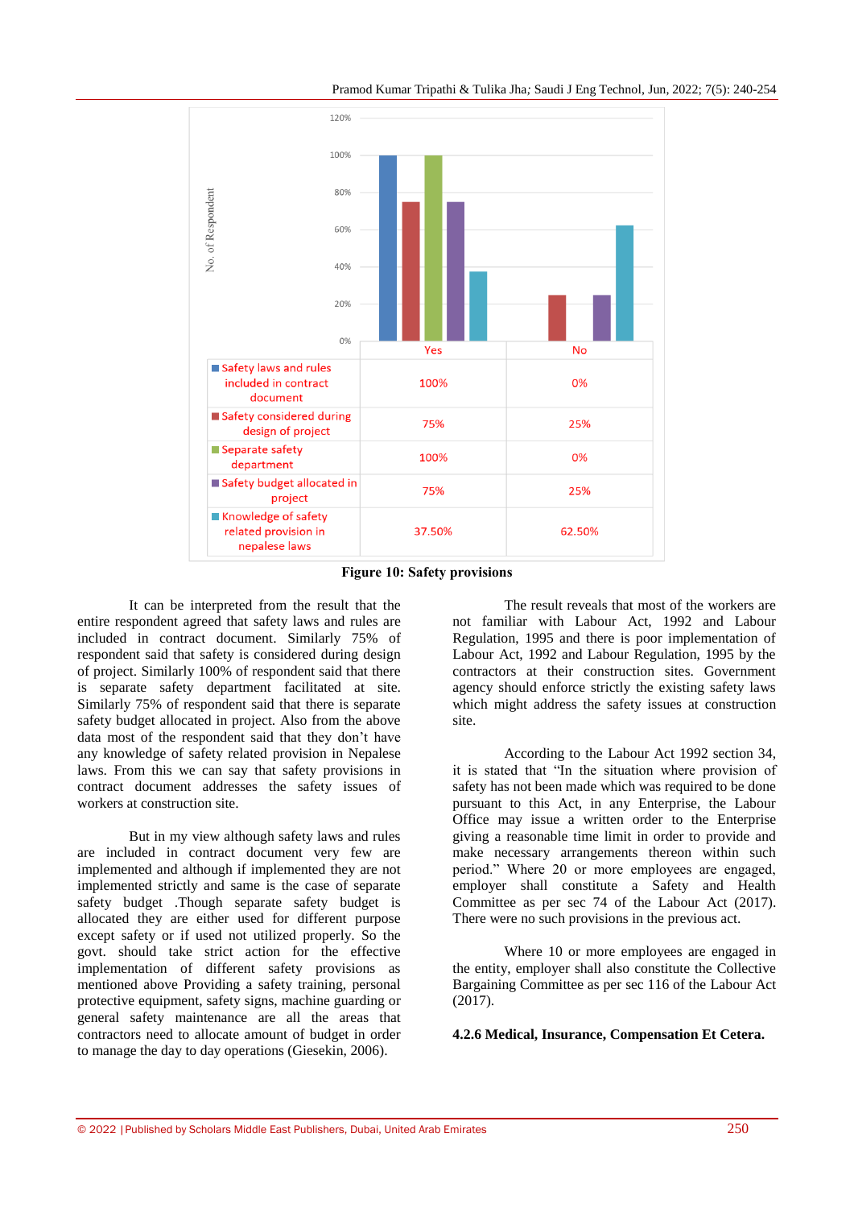| | Yes | No |
|---|---|---|
| Safety laws and rules included in contract document | 100% | 0% |
| Safety considered during design of project | 75% | 25% |
| Separate safety department | 100% | 0% |
| Safety budget allocated in project | 75% | 25% |
| Knowledge of safety related provision in nepalese laws | 37.50% | 62.50% |

**Figure 10: Safety provisions**

It can be interpreted from the result that the entire respondent agreed that safety laws and rules are included in contract document. Similarly 75% of respondent said that safety is considered during design of project. Similarly 100% of respondent said that there is separate safety department facilitated at site. Similarly 75% of respondent said that there is separate safety budget allocated in project. Also from the above data most of the respondent said that they don't have any knowledge of safety related provision in Nepalese laws. From this we can say that safety provisions in contract document addresses the safety issues of workers at construction site.

But in my view although safety laws and rules are included in contract document very few are implemented and although if implemented they are not implemented strictly and same is the case of separate safety budget .Though separate safety budget is allocated they are either used for different purpose except safety or if used not utilized properly. So the govt. should take strict action for the effective implementation of different safety provisions as mentioned above Providing a safety training, personal protective equipment, safety signs, machine guarding or general safety maintenance are all the areas that contractors need to allocate amount of budget in order to manage the day to day operations (Giesekin, 2006).

The result reveals that most of the workers are not familiar with Labour Act, 1992 and Labour Regulation, 1995 and there is poor implementation of Labour Act, 1992 and Labour Regulation, 1995 by the contractors at their construction sites. Government agency should enforce strictly the existing safety laws which might address the safety issues at construction site.

According to the Labour Act 1992 section 34, it is stated that "In the situation where provision of safety has not been made which was required to be done pursuant to this Act, in any Enterprise, the Labour Office may issue a written order to the Enterprise giving a reasonable time limit in order to provide and make necessary arrangements thereon within such period." Where 20 or more employees are engaged, employer shall constitute a Safety and Health Committee as per sec 74 of the Labour Act (2017). There were no such provisions in the previous act.

Where 10 or more employees are engaged in the entity, employer shall also constitute the Collective Bargaining Committee as per sec 116 of the Labour Act (2017).

#### 4.2.6 Medical, Insurance, Compensation Et Cetera.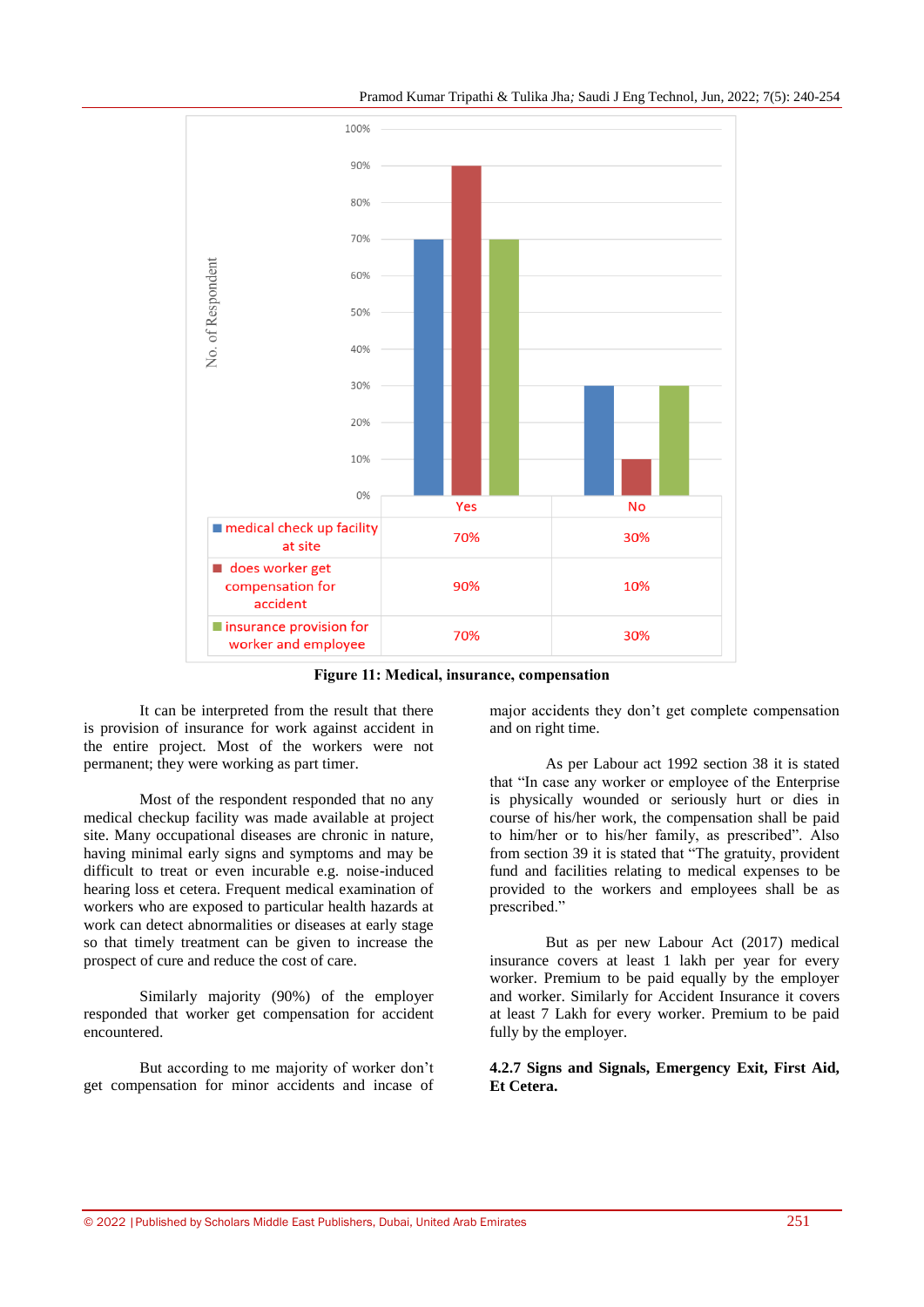| | Yes | No |
|---|---|---|
| medical check up facility at site | 70% | 30% |
| does worker get compensation for accident | 90% | 10% |
| insurance provision for worker and employee | 70% | 30% |

**Figure 11: Medical, insurance, compensation**

It can be interpreted from the result that there is provision of insurance for work against accident in the entire project. Most of the workers were not permanent; they were working as part timer.

Most of the respondent responded that no any medical checkup facility was made available at project site. Many occupational diseases are chronic in nature, having minimal early signs and symptoms and may be difficult to treat or even incurable e.g. noise-induced hearing loss et cetera. Frequent medical examination of workers who are exposed to particular health hazards at work can detect abnormalities or diseases at early stage so that timely treatment can be given to increase the prospect of cure and reduce the cost of care.

Similarly majority (90%) of the employer responded that worker get compensation for accident encountered.

But according to me majority of worker don't get compensation for minor accidents and incase of major accidents they don't get complete compensation and on right time.

As per Labour act 1992 section 38 it is stated that "In case any worker or employee of the Enterprise is physically wounded or seriously hurt or dies in course of his/her work, the compensation shall be paid to him/her or to his/her family, as prescribed". Also from section 39 it is stated that "The gratuity, provident fund and facilities relating to medical expenses to be provided to the workers and employees shall be as prescribed."

But as per new Labour Act (2017) medical insurance covers at least 1 lakh per year for every worker. Premium to be paid equally by the employer and worker. Similarly for Accident Insurance it covers at least 7 Lakh for every worker. Premium to be paid fully by the employer.

**4.2.7 Signs and Signals, Emergency Exit, First Aid, Et Cetera.**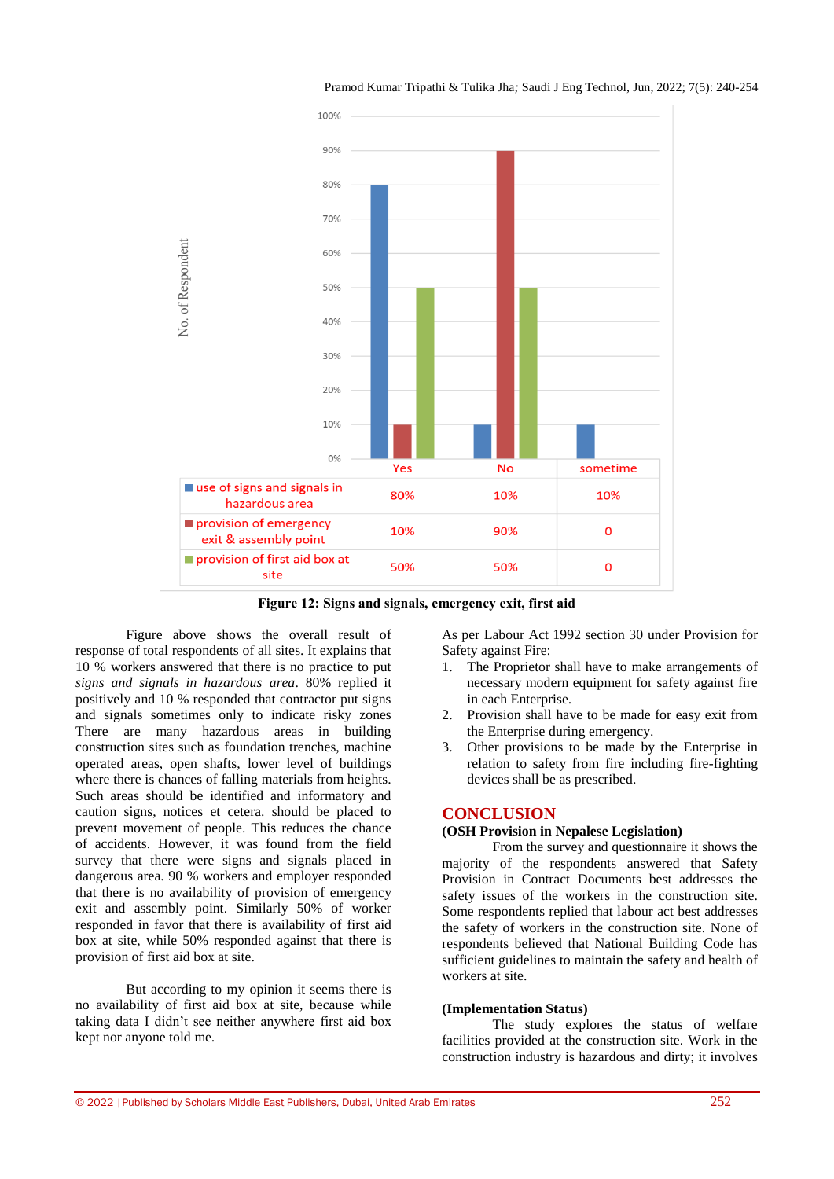| | Yes | No | sometime |
|---|---|---|---|
| use of signs and signals in hazardous area | 80% | 10% | 10% |
| provision of emergency exit & assembly point | 10% | 90% | 0 |
| provision of first aid box at site | 50% | 50% | 0 |

**Figure 12: Signs and signals, emergency exit, first aid**

Figure above shows the overall result of response of total respondents of all sites. It explains that 10 % workers answered that there is no practice to put *signs and signals in hazardous area*. 80% replied it positively and 10 % responded that contractor put signs and signals sometimes only to indicate risky zones There are many hazardous areas in building construction sites such as foundation trenches, machine operated areas, open shafts, lower level of buildings where there is chances of falling materials from heights. Such areas should be identified and informatory and caution signs, notices et cetera. should be placed to prevent movement of people. This reduces the chance of accidents. However, it was found from the field survey that there were signs and signals placed in dangerous area. 90 % workers and employer responded that there is no availability of provision of emergency exit and assembly point. Similarly 50% of worker responded in favor that there is availability of first aid box at site, while 50% responded against that there is provision of first aid box at site.

But according to my opinion it seems there is no availability of first aid box at site, because while taking data I didn't see neither anywhere first aid box kept nor anyone told me.

As per Labour Act 1992 section 30 under Provision for Safety against Fire:

1. The Proprietor shall have to make arrangements of necessary modern equipment for safety against fire in each Enterprise.
2. Provision shall have to be made for easy exit from the Enterprise during emergency.
3. Other provisions to be made by the Enterprise in relation to safety from fire including fire-fighting devices shall be as prescribed.

## CONCLUSION

### (OSH Provision in Nepalese Legislation)

From the survey and questionnaire it shows the majority of the respondents answered that Safety Provision in Contract Documents best addresses the safety issues of the workers in the construction site. Some respondents replied that labour act best addresses the safety of workers in the construction site. None of respondents believed that National Building Code has sufficient guidelines to maintain the safety and health of workers at site.

### (Implementation Status)

The study explores the status of welfare facilities provided at the construction site. Work in the construction industry is hazardous and dirty; it involves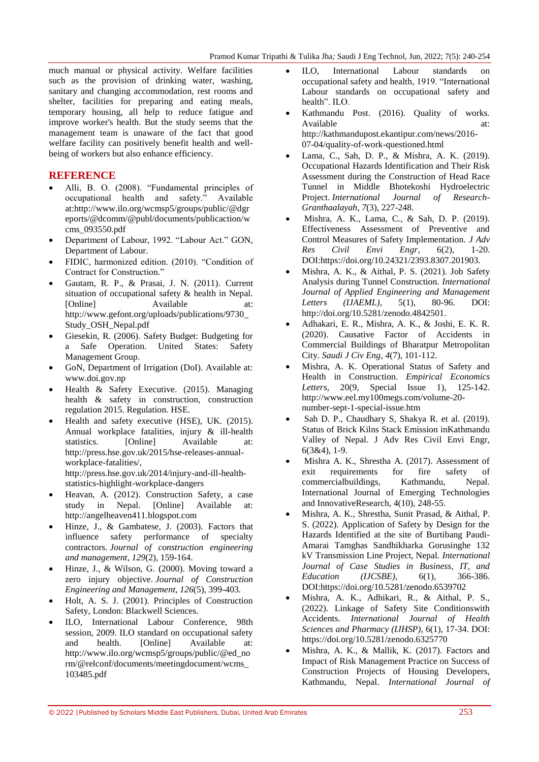much manual or physical activity. Welfare facilities such as the provision of drinking water, washing, sanitary and changing accommodation, rest rooms and shelter, facilities for preparing and eating meals, temporary housing, all help to reduce fatigue and improve worker's health. But the study seems that the management team is unaware of the fact that good welfare facility can positively benefit health and well-being of workers but also enhance efficiency.

## REFERENCE

- Alli, B. O. (2008). "Fundamental principles of occupational health and safety." Available at:http://www.ilo.org/wcmsp5/groups/public/@dgreports/@dcomm/@publ/documents/publicaction/wcms_093550.pdf
- Department of Labour, 1992. "Labour Act." GON, Department of Labour.
- FIDIC, harmonized edition. (2010). "Condition of Contract for Construction."
- Gautam, R. P., & Prasai, J. N. (2011). Current situation of occupational safety & health in Nepal. [Online] Available at: http://www.gefont.org/uploads/publications/9730_Study_OSH_Nepal.pdf
- Giesekin, R. (2006). Safety Budget: Budgeting for a Safe Operation. United States: Safety Management Group.
- GoN, Department of Irrigation (DoI). Available at: www.doi.gov.np
- Health & Safety Executive. (2015). Managing health & safety in construction, construction regulation 2015. Regulation. HSE.
- Health and safety executive (HSE), UK. (2015). Annual workplace fatalities, injury & ill-health statistics. [Online] Available at: http://press.hse.gov.uk/2015/hse-releases-annual-workplace-fatalities/, http://press.hse.gov.uk/2014/injury-and-ill-health-statistics-highlight-workplace-dangers
- Heavan, A. (2012). Construction Safety, a case study in Nepal. [Online] Available at: http://angelheaven411.blogspot.com
- Hinze, J., & Gambatese, J. (2003). Factors that influence safety performance of specialty contractors. *Journal of construction engineering and management*, *129*(2), 159-164.
- Hinze, J., & Wilson, G. (2000). Moving toward a zero injury objective. *Journal of Construction Engineering and Management*, *126*(5), 399-403.
- Holt, A. S. J. (2001). Principles of Construction Safety, London: Blackwell Sciences.
- ILO, International Labour Conference, 98th session, 2009. ILO standard on occupational safety and health. [Online] Available at: http://www.ilo.org/wcmsp5/groups/public/@ed_norm/@relconf/documents/meetingdocument/wcms_103485.pdf
- ILO, International Labour standards on occupational safety and health, 1919. "International Labour standards on occupational safety and health". ILO.
- Kathmandu Post. (2016). Quality of works. Available at: http://kathmandupost.ekantipur.com/news/2016-07-04/quality-of-work-questioned.html
- Lama, C., Sah, D. P., & Mishra, A. K. (2019). Occupational Hazards Identification and Their Risk Assessment during the Construction of Head Race Tunnel in Middle Bhotekoshi Hydroelectric Project. *International Journal of Research-Granthaalayah*, *7*(3), 227-248.
- Mishra, A. K., Lama, C., & Sah, D. P. (2019). Effectiveness Assessment of Preventive and Control Measures of Safety Implementation. *J Adv Res Civil Envi Engr*, 6(2), 1-20. DOI:https://doi.org/10.24321/2393.8307.201903.
- Mishra, A. K., & Aithal, P. S. (2021). Job Safety Analysis during Tunnel Construction. *International Journal of Applied Engineering and Management Letters (IJAEML)*, 5(1), 80-96. DOI: http://doi.org/10.5281/zenodo.4842501.
- Adhakari, E. R., Mishra, A. K., & Joshi, E. K. R. (2020). Causative Factor of Accidents in Commercial Buildings of Bharatpur Metropolitan City. *Saudi J Civ Eng*, *4*(7), 101-112.
- Mishra, A. K. Operational Status of Safety and Health in Construction. *Empirical Economics Letters*, 20(9, Special Issue 1), 125-142. http://www.eel.my100megs.com/volume-20-number-sept-1-special-issue.htm
- Sah D. P., Chaudhary S, Shakya R. et al. (2019). Status of Brick Kilns Stack Emission inKathmandu Valley of Nepal. J Adv Res Civil Envi Engr, 6(3&4), 1-9.
- Mishra A. K., Shrestha A. (2017). Assessment of exit requirements for fire safety of commercialbuildings, Kathmandu, Nepal. International Journal of Emerging Technologies and InnovativeResearch, 4(10), 248-55.
- Mishra, A. K., Shrestha, Sunit Prasad, & Aithal, P. S. (2022). Application of Safety by Design for the Hazards Identified at the site of Burtibang Paudi-Amarai Tamghas Sandhikharka Gorusinghe 132 kV Transmission Line Project, Nepal. *International Journal of Case Studies in Business, IT, and Education (IJCSBE)*, 6(1), 366-386. DOI:https://doi.org/10.5281/zenodo.6539702
- Mishra, A. K., Adhikari, R., & Aithal, P. S., (2022). Linkage of Safety Site Conditionswith Accidents. *International Journal of Health Sciences and Pharmacy (IJHSP)*, 6(1), 17-34. DOI: https://doi.org/10.5281/zenodo.6325770
- Mishra, A. K., & Mallik, K. (2017). Factors and Impact of Risk Management Practice on Success of Construction Projects of Housing Developers, Kathmandu, Nepal. *International Journal of*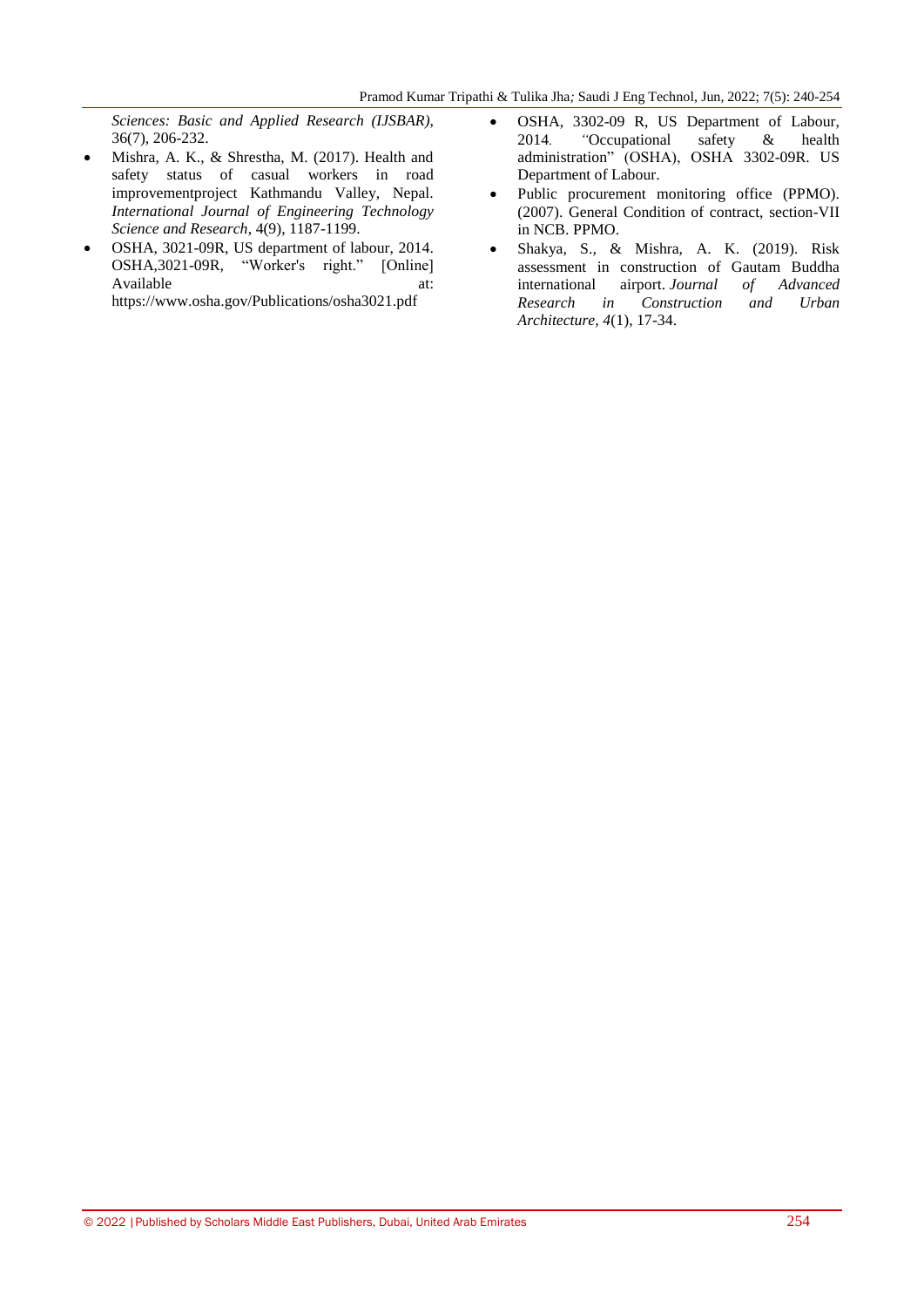*Sciences: Basic and Applied Research (IJSBAR)*, 36(7), 206-232.

- Mishra, A. K., & Shrestha, M. (2017). Health and safety status of casual workers in road improvementproject Kathmandu Valley, Nepal. *International Journal of Engineering Technology Science and Research*, 4(9), 1187-1199.
- OSHA, 3021-09R, US department of labour, 2014. OSHA,3021-09R, "Worker's right." [Online] Available at: https://www.osha.gov/Publications/osha3021.pdf
- OSHA, 3302-09 R, US Department of Labour, 2014. "Occupational safety & health administration" (OSHA), OSHA 3302-09R. US Department of Labour.
- Public procurement monitoring office (PPMO). (2007). General Condition of contract, section-VII in NCB. PPMO.
- Shakya, S., & Mishra, A. K. (2019). Risk assessment in construction of Gautam Buddha international airport. *Journal of Advanced Research in Construction and Urban Architecture*, *4*(1), 17-34.